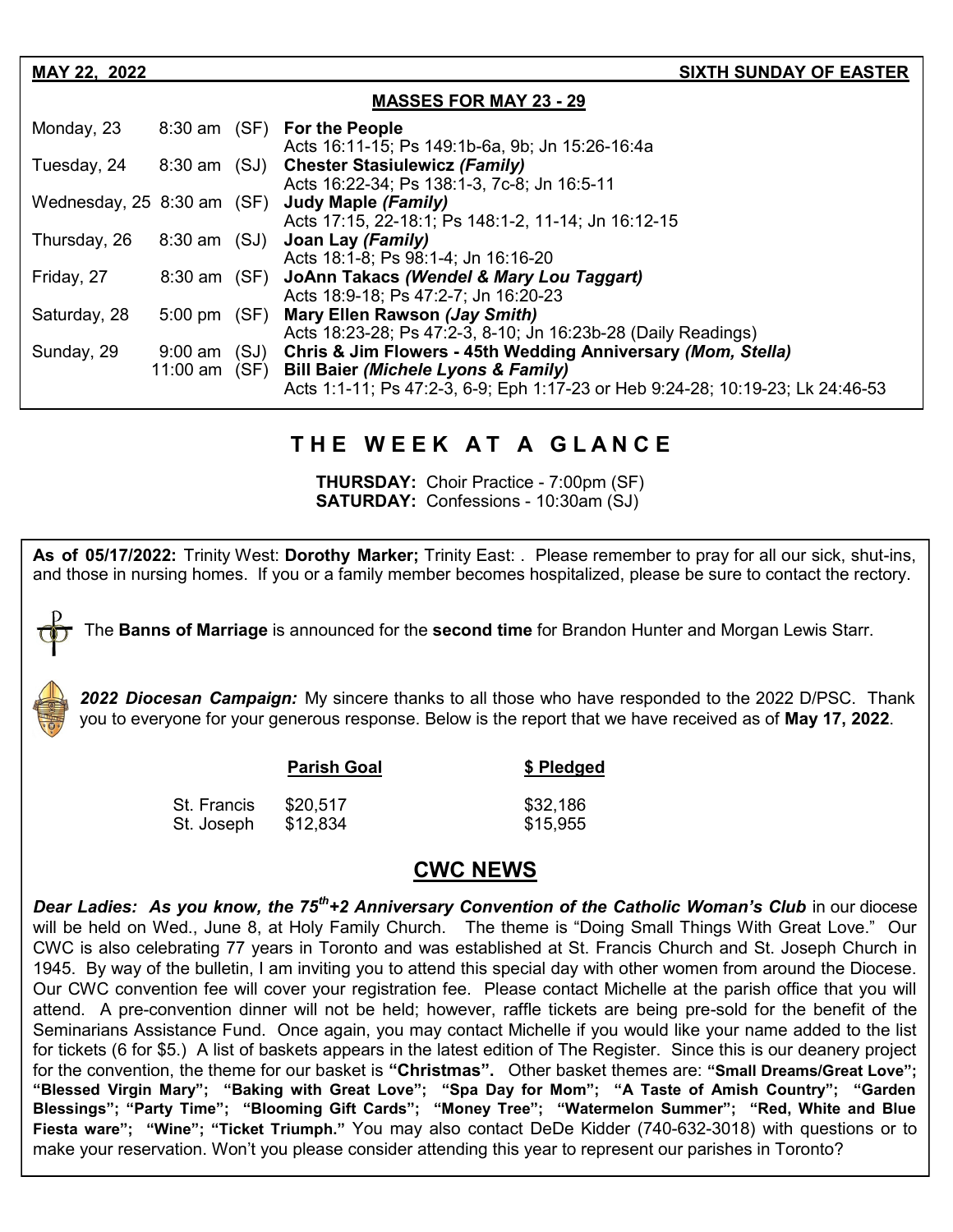**MAY 22, 2022** **SIXTH SUNDAY OF EASTER**

## MASSES FOR MAY 23 - 29

| | | | |
|---|---|---|---|
| Monday, 23 | 8:30 am | (SF) | **For the People**<br>Acts 16:11-15; Ps 149:1b-6a, 9b; Jn 15:26-16:4a |
| Tuesday, 24 | 8:30 am | (SJ) | **Chester Stasiulewicz *(Family)***<br>Acts 16:22-34; Ps 138:1-3, 7c-8; Jn 16:5-11 |
| Wednesday, 25 | 8:30 am | (SF) | **Judy Maple *(Family)***<br>Acts 17:15, 22-18:1; Ps 148:1-2, 11-14; Jn 16:12-15 |
| Thursday, 26 | 8:30 am | (SJ) | **Joan Lay *(Family)***<br>Acts 18:1-8; Ps 98:1-4; Jn 16:16-20 |
| Friday, 27 | 8:30 am | (SF) | **JoAnn Takacs *(Wendel & Mary Lou Taggart)***<br>Acts 18:9-18; Ps 47:2-7; Jn 16:20-23 |
| Saturday, 28 | 5:00 pm | (SF) | **Mary Ellen Rawson *(Jay Smith)***<br>Acts 18:23-28; Ps 47:2-3, 8-10; Jn 16:23b-28 (Daily Readings) |
| Sunday, 29 | 9:00 am | (SJ) | **Chris & Jim Flowers - 45th Wedding Anniversary *(Mom, Stella)*** |
| | 11:00 am | (SF) | **Bill Baier *(Michele Lyons & Family)***<br>Acts 1:1-11; Ps 47:2-3, 6-9; Eph 1:17-23 or Heb 9:24-28; 10:19-23; Lk 24:46-53 |

## THE WEEK AT A GLANCE

**THURSDAY:** Choir Practice - 7:00pm (SF)
**SATURDAY:** Confessions - 10:30am (SJ)

**As of 05/17/2022:** Trinity West: **Dorothy Marker;** Trinity East: . Please remember to pray for all our sick, shut-ins, and those in nursing homes. If you or a family member becomes hospitalized, please be sure to contact the rectory.

The **Banns of Marriage** is announced for the **second time** for Brandon Hunter and Morgan Lewis Starr.

***2022 Diocesan Campaign:*** My sincere thanks to all those who have responded to the 2022 D/PSC. Thank you to everyone for your generous response. Below is the report that we have received as of **May 17, 2022**.

| | Parish Goal | $ Pledged |
|---|---|---|
| St. Francis | $20,517 | $32,186 |
| St. Joseph | $12,834 | $15,955 |

## CWC NEWS

***Dear Ladies: As you know, the 75th+2 Anniversary Convention of the Catholic Woman's Club*** in our diocese will be held on Wed., June 8, at Holy Family Church. The theme is "Doing Small Things With Great Love." Our CWC is also celebrating 77 years in Toronto and was established at St. Francis Church and St. Joseph Church in 1945. By way of the bulletin, I am inviting you to attend this special day with other women from around the Diocese. Our CWC convention fee will cover your registration fee. Please contact Michelle at the parish office that you will attend. A pre-convention dinner will not be held; however, raffle tickets are being pre-sold for the benefit of the Seminarians Assistance Fund. Once again, you may contact Michelle if you would like your name added to the list for tickets (6 for $5.) A list of baskets appears in the latest edition of The Register. Since this is our deanery project for the convention, the theme for our basket is **"Christmas".** Other basket themes are: **"Small Dreams/Great Love"; "Blessed Virgin Mary"; "Baking with Great Love"; "Spa Day for Mom"; "A Taste of Amish Country"; "Garden Blessings"; "Party Time"; "Blooming Gift Cards"; "Money Tree"; "Watermelon Summer"; "Red, White and Blue Fiesta ware"; "Wine"; "Ticket Triumph."** You may also contact DeDe Kidder (740-632-3018) with questions or to make your reservation. Won't you please consider attending this year to represent our parishes in Toronto?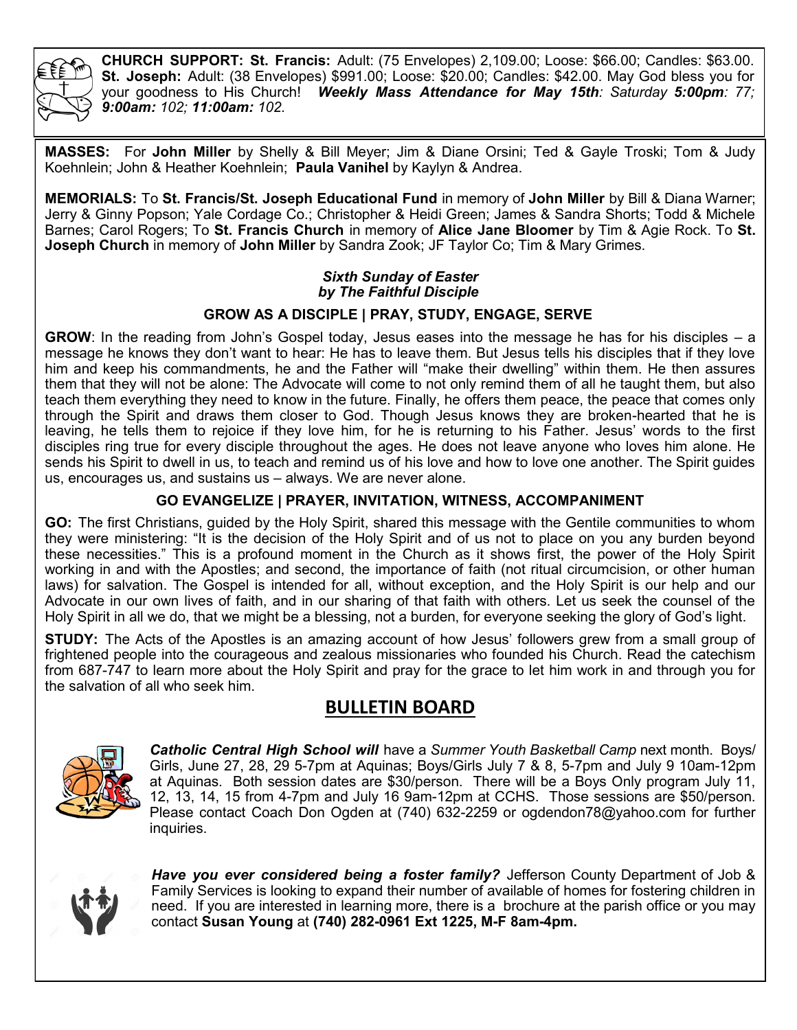**CHURCH SUPPORT: St. Francis:** Adult: (75 Envelopes) 2,109.00; Loose: $66.00; Candles: $63.00. **St. Joseph:** Adult: (38 Envelopes) $991.00; Loose: $20.00; Candles: $42.00. May God bless you for your goodness to His Church! ***Weekly Mass Attendance for May 15th****: Saturday **5:00pm**: 77; **9:00am:** 102; **11:00am:** 102.*

**MASSES:** For **John Miller** by Shelly & Bill Meyer; Jim & Diane Orsini; Ted & Gayle Troski; Tom & Judy Koehnlein; John & Heather Koehnlein; **Paula Vanihel** by Kaylyn & Andrea.

**MEMORIALS:** To **St. Francis/St. Joseph Educational Fund** in memory of **John Miller** by Bill & Diana Warner; Jerry & Ginny Popson; Yale Cordage Co.; Christopher & Heidi Green; James & Sandra Shorts; Todd & Michele Barnes; Carol Rogers; To **St. Francis Church** in memory of **Alice Jane Bloomer** by Tim & Agie Rock. To **St. Joseph Church** in memory of **John Miller** by Sandra Zook; JF Taylor Co; Tim & Mary Grimes.

***Sixth Sunday of Easter***
***by The Faithful Disciple***

**GROW AS A DISCIPLE | PRAY, STUDY, ENGAGE, SERVE**

**GROW**: In the reading from John's Gospel today, Jesus eases into the message he has for his disciples – a message he knows they don't want to hear: He has to leave them. But Jesus tells his disciples that if they love him and keep his commandments, he and the Father will "make their dwelling" within them. He then assures them that they will not be alone: The Advocate will come to not only remind them of all he taught them, but also teach them everything they need to know in the future. Finally, he offers them peace, the peace that comes only through the Spirit and draws them closer to God. Though Jesus knows they are broken-hearted that he is leaving, he tells them to rejoice if they love him, for he is returning to his Father. Jesus' words to the first disciples ring true for every disciple throughout the ages. He does not leave anyone who loves him alone. He sends his Spirit to dwell in us, to teach and remind us of his love and how to love one another. The Spirit guides us, encourages us, and sustains us – always. We are never alone.

**GO EVANGELIZE | PRAYER, INVITATION, WITNESS, ACCOMPANIMENT**

**GO:** The first Christians, guided by the Holy Spirit, shared this message with the Gentile communities to whom they were ministering: "It is the decision of the Holy Spirit and of us not to place on you any burden beyond these necessities." This is a profound moment in the Church as it shows first, the power of the Holy Spirit working in and with the Apostles; and second, the importance of faith (not ritual circumcision, or other human laws) for salvation. The Gospel is intended for all, without exception, and the Holy Spirit is our help and our Advocate in our own lives of faith, and in our sharing of that faith with others. Let us seek the counsel of the Holy Spirit in all we do, that we might be a blessing, not a burden, for everyone seeking the glory of God's light.

**STUDY:** The Acts of the Apostles is an amazing account of how Jesus' followers grew from a small group of frightened people into the courageous and zealous missionaries who founded his Church. Read the catechism from 687-747 to learn more about the Holy Spirit and pray for the grace to let him work in and through you for the salvation of all who seek him.

## BULLETIN BOARD

***Catholic Central High School will*** have a *Summer Youth Basketball Camp* next month. Boys/ Girls, June 27, 28, 29 5-7pm at Aquinas; Boys/Girls July 7 & 8, 5-7pm and July 9 10am-12pm at Aquinas. Both session dates are $30/person. There will be a Boys Only program July 11, 12, 13, 14, 15 from 4-7pm and July 16 9am-12pm at CCHS. Those sessions are $50/person. Please contact Coach Don Ogden at (740) 632-2259 or ogdendon78@yahoo.com for further inquiries.

***Have you ever considered being a foster family?*** Jefferson County Department of Job & Family Services is looking to expand their number of available of homes for fostering children in need. If you are interested in learning more, there is a brochure at the parish office or you may contact **Susan Young** at **(740) 282-0961 Ext 1225, M-F 8am-4pm.**